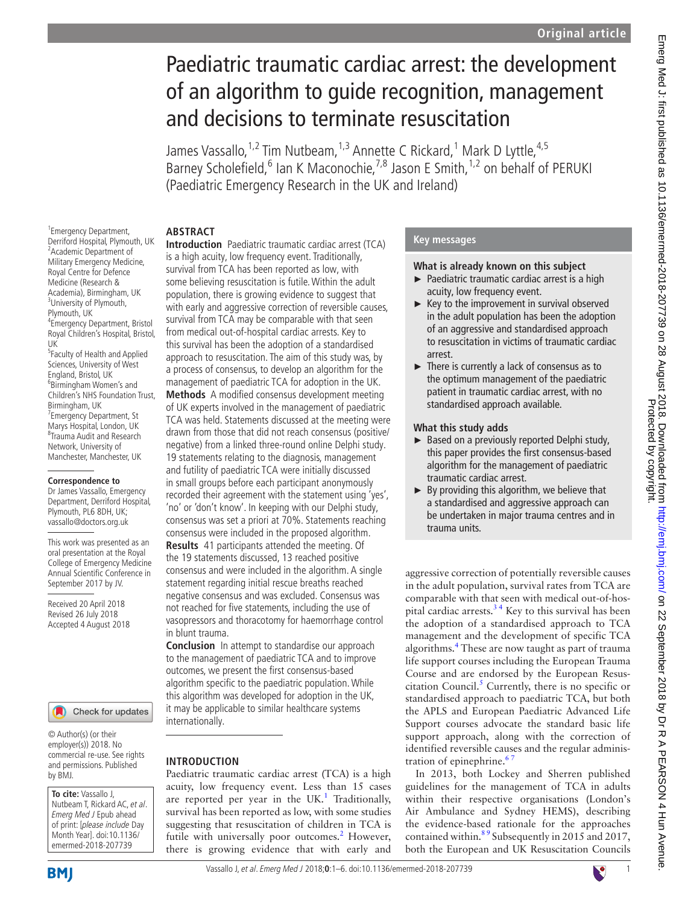# Paediatric traumatic cardiac arrest: the development of an algorithm to guide recognition, management and decisions to terminate resuscitation

James Vassallo,[1,2] Tim Nutbeam,[1,3] Annette C Rickard,[1] Mark D Lyttle,[4,5] Barney Scholefield,[6] Ian K Maconochie,[7,8] Jason E Smith,[1,2] on behalf of PERUKI (Paediatric Emergency Research in the UK and Ireland)

[1]Emergency Department, Derriford Hospital, Plymouth, UK
[2]Academic Department of Military Emergency Medicine, Royal Centre for Defence Medicine (Research & Academia), Birmingham, UK
[3]University of Plymouth, Plymouth, UK
[4]Emergency Department, Bristol Royal Children's Hospital, Bristol, UK
[5]Faculty of Health and Applied Sciences, University of West England, Bristol, UK
[6]Birmingham Women's and Children's NHS Foundation Trust, Birmingham, UK
[7]Emergency Department, St Marys Hospital, London, UK
[8]Trauma Audit and Research Network, University of Manchester, Manchester, UK

**Correspondence to**
Dr James Vassallo, Emergency Department, Derriford Hospital, Plymouth, PL6 8DH, UK; vassallo@doctors.org.uk

This work was presented as an oral presentation at the Royal College of Emergency Medicine Annual Scientific Conference in September 2017 by JV.

Received 20 April 2018
Revised 26 July 2018
Accepted 4 August 2018

© Author(s) (or their employer(s)) 2018. No commercial re-use. See rights and permissions. Published by BMJ.

**To cite:** Vassallo J, Nutbeam T, Rickard AC, *et al*. *Emerg Med J* Epub ahead of print: [*please include* Day Month Year]. doi:10.1136/emermed-2018-207739

## ABSTRACT

**Introduction** Paediatric traumatic cardiac arrest (TCA) is a high acuity, low frequency event. Traditionally, survival from TCA has been reported as low, with some believing resuscitation is futile. Within the adult population, there is growing evidence to suggest that with early and aggressive correction of reversible causes, survival from TCA may be comparable with that seen from medical out-of-hospital cardiac arrests. Key to this survival has been the adoption of a standardised approach to resuscitation. The aim of this study was, by a process of consensus, to develop an algorithm for the management of paediatric TCA for adoption in the UK.

**Methods** A modified consensus development meeting of UK experts involved in the management of paediatric TCA was held. Statements discussed at the meeting were drawn from those that did not reach consensus (positive/negative) from a linked three-round online Delphi study. 19 statements relating to the diagnosis, management and futility of paediatric TCA were initially discussed in small groups before each participant anonymously recorded their agreement with the statement using 'yes', 'no' or 'don't know'. In keeping with our Delphi study, consensus was set a priori at 70%. Statements reaching consensus were included in the proposed algorithm.

**Results** 41 participants attended the meeting. Of the 19 statements discussed, 13 reached positive consensus and were included in the algorithm. A single statement regarding initial rescue breaths reached negative consensus and was excluded. Consensus was not reached for five statements, including the use of vasopressors and thoracotomy for haemorrhage control in blunt trauma.

**Conclusion** In attempt to standardise our approach to the management of paediatric TCA and to improve outcomes, we present the first consensus-based algorithm specific to the paediatric population. While this algorithm was developed for adoption in the UK, it may be applicable to similar healthcare systems internationally.

## Key messages

**What is already known on this subject**

- Paediatric traumatic cardiac arrest is a high acuity, low frequency event.
- Key to the improvement in survival observed in the adult population has been the adoption of an aggressive and standardised approach to resuscitation in victims of traumatic cardiac arrest.
- There is currently a lack of consensus as to the optimum management of the paediatric patient in traumatic cardiac arrest, with no standardised approach available.

**What this study adds**

- Based on a previously reported Delphi study, this paper provides the first consensus-based algorithm for the management of paediatric traumatic cardiac arrest.
- By providing this algorithm, we believe that a standardised and aggressive approach can be undertaken in major trauma centres and in trauma units.

## INTRODUCTION

Paediatric traumatic cardiac arrest (TCA) is a high acuity, low frequency event. Less than 15 cases are reported per year in the UK.[1] Traditionally, survival has been reported as low, with some studies suggesting that resuscitation of children in TCA is futile with universally poor outcomes.[2] However, there is growing evidence that with early and aggressive correction of potentially reversible causes in the adult population, survival rates from TCA are comparable with that seen with medical out-of-hospital cardiac arrests.[3,4] Key to this survival has been the adoption of a standardised approach to TCA management and the development of specific TCA algorithms.[4] These are now taught as part of trauma life support courses including the European Trauma Course and are endorsed by the European Resuscitation Council.[5] Currently, there is no specific or standardised approach to paediatric TCA, but both the APLS and European Paediatric Advanced Life Support courses advocate the standard basic life support approach, along with the correction of identified reversible causes and the regular administration of epinephrine.[6,7]

In 2013, both Lockey and Sherren published guidelines for the management of TCA in adults within their respective organisations (London's Air Ambulance and Sydney HEMS), describing the evidence-based rationale for the approaches contained within.[8,9] Subsequently in 2015 and 2017, both the European and UK Resuscitation Councils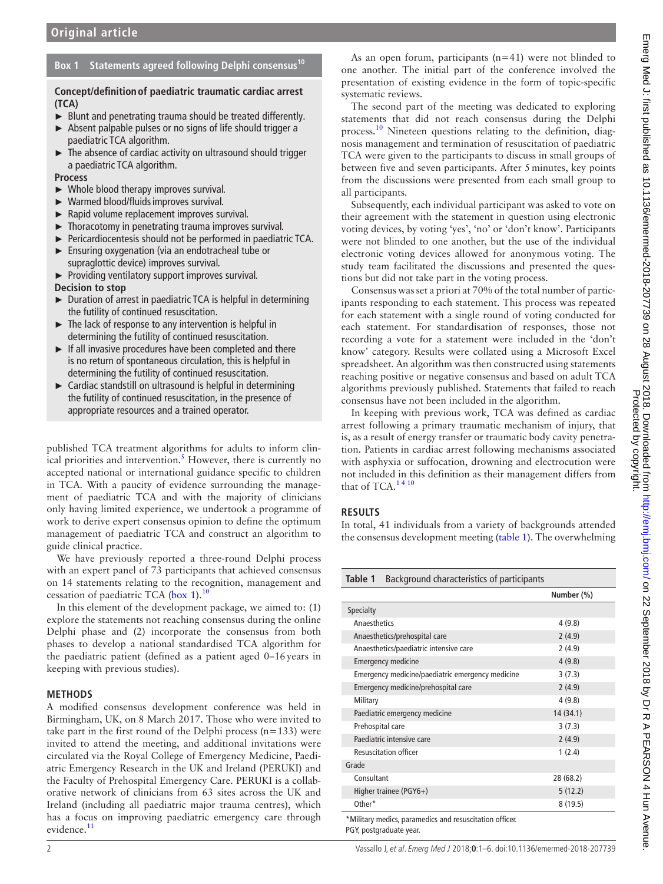## Box 1 Statements agreed following Delphi consensus[10]

**Concept/definition of paediatric traumatic cardiac arrest (TCA)**

- Blunt and penetrating trauma should be treated differently.
- Absent palpable pulses or no signs of life should trigger a paediatric TCA algorithm.
- The absence of cardiac activity on ultrasound should trigger a paediatric TCA algorithm.

**Process**

- Whole blood therapy improves survival.
- Warmed blood/fluids improves survival.
- Rapid volume replacement improves survival.
- Thoracotomy in penetrating trauma improves survival.
- Pericardiocentesis should not be performed in paediatric TCA.
- Ensuring oxygenation (via an endotracheal tube or supraglottic device) improves survival.
- Providing ventilatory support improves survival.

**Decision to stop**

- Duration of arrest in paediatric TCA is helpful in determining the futility of continued resuscitation.
- The lack of response to any intervention is helpful in determining the futility of continued resuscitation.
- If all invasive procedures have been completed and there is no return of spontaneous circulation, this is helpful in determining the futility of continued resuscitation.
- Cardiac standstill on ultrasound is helpful in determining the futility of continued resuscitation, in the presence of appropriate resources and a trained operator.

published TCA treatment algorithms for adults to inform clinical priorities and intervention.[5] However, there is currently no accepted national or international guidance specific to children in TCA. With a paucity of evidence surrounding the management of paediatric TCA and with the majority of clinicians only having limited experience, we undertook a programme of work to derive expert consensus opinion to define the optimum management of paediatric TCA and construct an algorithm to guide clinical practice.

We have previously reported a three-round Delphi process with an expert panel of 73 participants that achieved consensus on 14 statements relating to the recognition, management and cessation of paediatric TCA (box 1).[10]

In this element of the development package, we aimed to: (1) explore the statements not reaching consensus during the online Delphi phase and (2) incorporate the consensus from both phases to develop a national standardised TCA algorithm for the paediatric patient (defined as a patient aged 0–16 years in keeping with previous studies).

## METHODS

A modified consensus development conference was held in Birmingham, UK, on 8 March 2017. Those who were invited to take part in the first round of the Delphi process (n=133) were invited to attend the meeting, and additional invitations were circulated via the Royal College of Emergency Medicine, Paediatric Emergency Research in the UK and Ireland (PERUKI) and the Faculty of Prehospital Emergency Care. PERUKI is a collaborative network of clinicians from 63 sites across the UK and Ireland (including all paediatric major trauma centres), which has a focus on improving paediatric emergency care through evidence.[11]

As an open forum, participants (n=41) were not blinded to one another. The initial part of the conference involved the presentation of existing evidence in the form of topic-specific systematic reviews.

The second part of the meeting was dedicated to exploring statements that did not reach consensus during the Delphi process.[10] Nineteen questions relating to the definition, diagnosis management and termination of resuscitation of paediatric TCA were given to the participants to discuss in small groups of between five and seven participants. After 5 minutes, key points from the discussions were presented from each small group to all participants.

Subsequently, each individual participant was asked to vote on their agreement with the statement in question using electronic voting devices, by voting 'yes', 'no' or 'don't know'. Participants were not blinded to one another, but the use of the individual electronic voting devices allowed for anonymous voting. The study team facilitated the discussions and presented the questions but did not take part in the voting process.

Consensus was set a priori at 70% of the total number of participants responding to each statement. This process was repeated for each statement with a single round of voting conducted for each statement. For standardisation of responses, those not recording a vote for a statement were included in the 'don't know' category. Results were collated using a Microsoft Excel spreadsheet. An algorithm was then constructed using statements reaching positive or negative consensus and based on adult TCA algorithms previously published. Statements that failed to reach consensus have not been included in the algorithm.

In keeping with previous work, TCA was defined as cardiac arrest following a primary traumatic mechanism of injury, that is, as a result of energy transfer or traumatic body cavity penetration. Patients in cardiac arrest following mechanisms associated with asphyxia or suffocation, drowning and electrocution were not included in this definition as their management differs from that of TCA.[1,4,10]

## RESULTS

In total, 41 individuals from a variety of backgrounds attended the consensus development meeting (table 1). The overwhelming

**Table 1** Background characteristics of participants

| | Number (%) |
|---|---|
| Specialty | |
| Anaesthetics | 4 (9.8) |
| Anaesthetics/prehospital care | 2 (4.9) |
| Anaesthetics/paediatric intensive care | 2 (4.9) |
| Emergency medicine | 4 (9.8) |
| Emergency medicine/paediatric emergency medicine | 3 (7.3) |
| Emergency medicine/prehospital care | 2 (4.9) |
| Military | 4 (9.8) |
| Paediatric emergency medicine | 14 (34.1) |
| Prehospital care | 3 (7.3) |
| Paediatric intensive care | 2 (4.9) |
| Resuscitation officer | 1 (2.4) |
| Grade | |
| Consultant | 28 (68.2) |
| Higher trainee (PGY6+) | 5 (12.2) |
| Other* | 8 (19.5) |

*Military medics, paramedics and resuscitation officer.
PGY, postgraduate year.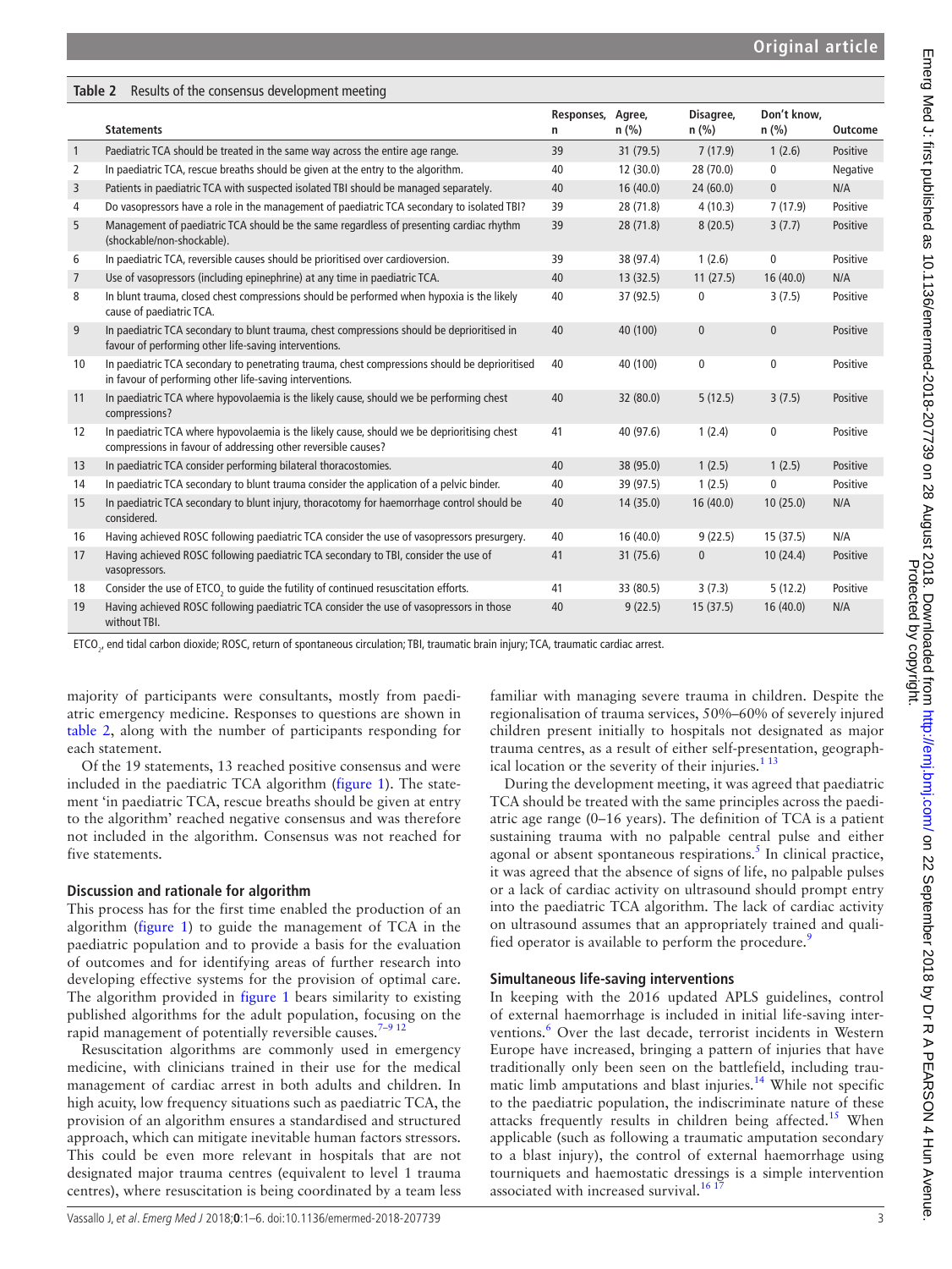**Table 2** Results of the consensus development meeting

| | Statements | Responses, n | Agree, n (%) | Disagree, n (%) | Don't know, n (%) | Outcome |
|---|---|---|---|---|---|---|
| 1 | Paediatric TCA should be treated in the same way across the entire age range. | 39 | 31 (79.5) | 7 (17.9) | 1 (2.6) | Positive |
| 2 | In paediatric TCA, rescue breaths should be given at the entry to the algorithm. | 40 | 12 (30.0) | 28 (70.0) | 0 | Negative |
| 3 | Patients in paediatric TCA with suspected isolated TBI should be managed separately. | 40 | 16 (40.0) | 24 (60.0) | 0 | N/A |
| 4 | Do vasopressors have a role in the management of paediatric TCA secondary to isolated TBI? | 39 | 28 (71.8) | 4 (10.3) | 7 (17.9) | Positive |
| 5 | Management of paediatric TCA should be the same regardless of presenting cardiac rhythm (shockable/non-shockable). | 39 | 28 (71.8) | 8 (20.5) | 3 (7.7) | Positive |
| 6 | In paediatric TCA, reversible causes should be prioritised over cardioversion. | 39 | 38 (97.4) | 1 (2.6) | 0 | Positive |
| 7 | Use of vasopressors (including epinephrine) at any time in paediatric TCA. | 40 | 13 (32.5) | 11 (27.5) | 16 (40.0) | N/A |
| 8 | In blunt trauma, closed chest compressions should be performed when hypoxia is the likely cause of paediatric TCA. | 40 | 37 (92.5) | 0 | 3 (7.5) | Positive |
| 9 | In paediatric TCA secondary to blunt trauma, chest compressions should be deprioritised in favour of performing other life-saving interventions. | 40 | 40 (100) | 0 | 0 | Positive |
| 10 | In paediatric TCA secondary to penetrating trauma, chest compressions should be deprioritised in favour of performing other life-saving interventions. | 40 | 40 (100) | 0 | 0 | Positive |
| 11 | In paediatric TCA where hypovolaemia is the likely cause, should we be performing chest compressions? | 40 | 32 (80.0) | 5 (12.5) | 3 (7.5) | Positive |
| 12 | In paediatric TCA where hypovolaemia is the likely cause, should we be deprioritising chest compressions in favour of addressing other reversible causes? | 41 | 40 (97.6) | 1 (2.4) | 0 | Positive |
| 13 | In paediatric TCA consider performing bilateral thoracostomies. | 40 | 38 (95.0) | 1 (2.5) | 1 (2.5) | Positive |
| 14 | In paediatric TCA secondary to blunt trauma consider the application of a pelvic binder. | 40 | 39 (97.5) | 1 (2.5) | 0 | Positive |
| 15 | In paediatric TCA secondary to blunt injury, thoracotomy for haemorrhage control should be considered. | 40 | 14 (35.0) | 16 (40.0) | 10 (25.0) | N/A |
| 16 | Having achieved ROSC following paediatric TCA consider the use of vasopressors presurgery. | 40 | 16 (40.0) | 9 (22.5) | 15 (37.5) | N/A |
| 17 | Having achieved ROSC following paediatric TCA secondary to TBI, consider the use of vasopressors. | 41 | 31 (75.6) | 0 | 10 (24.4) | Positive |
| 18 | Consider the use of $ETCO_2$ to guide the futility of continued resuscitation efforts. | 41 | 33 (80.5) | 3 (7.3) | 5 (12.2) | Positive |
| 19 | Having achieved ROSC following paediatric TCA consider the use of vasopressors in those without TBI. | 40 | 9 (22.5) | 15 (37.5) | 16 (40.0) | N/A |

$ETCO_2$, end tidal carbon dioxide; ROSC, return of spontaneous circulation; TBI, traumatic brain injury; TCA, traumatic cardiac arrest.

majority of participants were consultants, mostly from paediatric emergency medicine. Responses to questions are shown in table 2, along with the number of participants responding for each statement.

Of the 19 statements, 13 reached positive consensus and were included in the paediatric TCA algorithm (figure 1). The statement 'in paediatric TCA, rescue breaths should be given at entry to the algorithm' reached negative consensus and was therefore not included in the algorithm. Consensus was not reached for five statements.

## Discussion and rationale for algorithm

This process has for the first time enabled the production of an algorithm (figure 1) to guide the management of TCA in the paediatric population and to provide a basis for the evaluation of outcomes and for identifying areas of further research into developing effective systems for the provision of optimal care. The algorithm provided in figure 1 bears similarity to existing published algorithms for the adult population, focusing on the rapid management of potentially reversible causes.[7–9 12]

Resuscitation algorithms are commonly used in emergency medicine, with clinicians trained in their use for the medical management of cardiac arrest in both adults and children. In high acuity, low frequency situations such as paediatric TCA, the provision of an algorithm ensures a standardised and structured approach, which can mitigate inevitable human factors stressors. This could be even more relevant in hospitals that are not designated major trauma centres (equivalent to level 1 trauma centres), where resuscitation is being coordinated by a team less familiar with managing severe trauma in children. Despite the regionalisation of trauma services, 50%–60% of severely injured children present initially to hospitals not designated as major trauma centres, as a result of either self-presentation, geographical location or the severity of their injuries.[1 13]

During the development meeting, it was agreed that paediatric TCA should be treated with the same principles across the paediatric age range (0–16 years). The definition of TCA is a patient sustaining trauma with no palpable central pulse and either agonal or absent spontaneous respirations.[5] In clinical practice, it was agreed that the absence of signs of life, no palpable pulses or a lack of cardiac activity on ultrasound should prompt entry into the paediatric TCA algorithm. The lack of cardiac activity on ultrasound assumes that an appropriately trained and qualified operator is available to perform the procedure.[9]

### Simultaneous life-saving interventions

In keeping with the 2016 updated APLS guidelines, control of external haemorrhage is included in initial life-saving interventions.[6] Over the last decade, terrorist incidents in Western Europe have increased, bringing a pattern of injuries that have traditionally only been seen on the battlefield, including traumatic limb amputations and blast injuries.[14] While not specific to the paediatric population, the indiscriminate nature of these attacks frequently results in children being affected.[15] When applicable (such as following a traumatic amputation secondary to a blast injury), the control of external haemorrhage using tourniquets and haemostatic dressings is a simple intervention associated with increased survival.[16 17]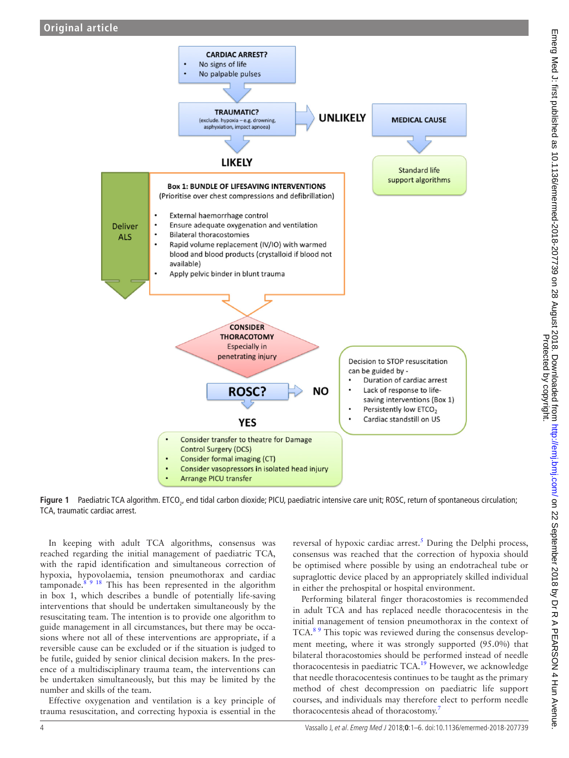CARDIAC ARREST?
- No signs of life
- No palpable pulses

TRAUMATIC?
(exclude. hypoxia – e.g. drowning, asphyxiation, impact apnoea)

UNLIKELY → MEDICAL CAUSE → Standard life support algorithms

LIKELY

Deliver ALS

**Box 1: BUNDLE OF LIFESAVING INTERVENTIONS**
(Prioritise over chest compressions and defibrillation)

- External haemorrhage control
- Ensure adequate oxygenation and ventilation
- Bilateral thoracostomies
- Rapid volume replacement (IV/IO) with warmed blood and blood products (crystalloid if blood not available)
- Apply pelvic binder in blunt trauma

CONSIDER THORACOTOMY
Especially in penetrating injury

ROSC? → NO

Decision to STOP resuscitation can be guided by -
- Duration of cardiac arrest
- Lack of response to life-saving interventions (Box 1)
- Persistently low $ETCO_2$
- Cardiac standstill on US

YES
- Consider transfer to theatre for Damage Control Surgery (DCS)
- Consider formal imaging (CT)
- Consider vasopressors in isolated head injury
- Arrange PICU transfer

**Figure 1** Paediatric TCA algorithm. $ETCO_2$, end tidal carbon dioxide; PICU, paediatric intensive care unit; ROSC, return of spontaneous circulation; TCA, traumatic cardiac arrest.

In keeping with adult TCA algorithms, consensus was reached regarding the initial management of paediatric TCA, with the rapid identification and simultaneous correction of hypoxia, hypovolaemia, tension pneumothorax and cardiac tamponade.[8 9 18] This has been represented in the algorithm in box 1, which describes a bundle of potentially life-saving interventions that should be undertaken simultaneously by the resuscitating team. The intention is to provide one algorithm to guide management in all circumstances, but there may be occasions where not all of these interventions are appropriate, if a reversible cause can be excluded or if the situation is judged to be futile, guided by senior clinical decision makers. In the presence of a multidisciplinary trauma team, the interventions can be undertaken simultaneously, but this may be limited by the number and skills of the team.

Effective oxygenation and ventilation is a key principle of trauma resuscitation, and correcting hypoxia is essential in the reversal of hypoxic cardiac arrest.[5] During the Delphi process, consensus was reached that the correction of hypoxia should be optimised where possible by using an endotracheal tube or supraglottic device placed by an appropriately skilled individual in either the prehospital or hospital environment.

Performing bilateral finger thoracostomies is recommended in adult TCA and has replaced needle thoracocentesis in the initial management of tension pneumothorax in the context of TCA.[8 9] This topic was reviewed during the consensus development meeting, where it was strongly supported (95.0%) that bilateral thoracostomies should be performed instead of needle thoracocentesis in paediatric TCA.[19] However, we acknowledge that needle thoracocentesis continues to be taught as the primary method of chest decompression on paediatric life support courses, and individuals may therefore elect to perform needle thoracocentesis ahead of thoracostomy.[7]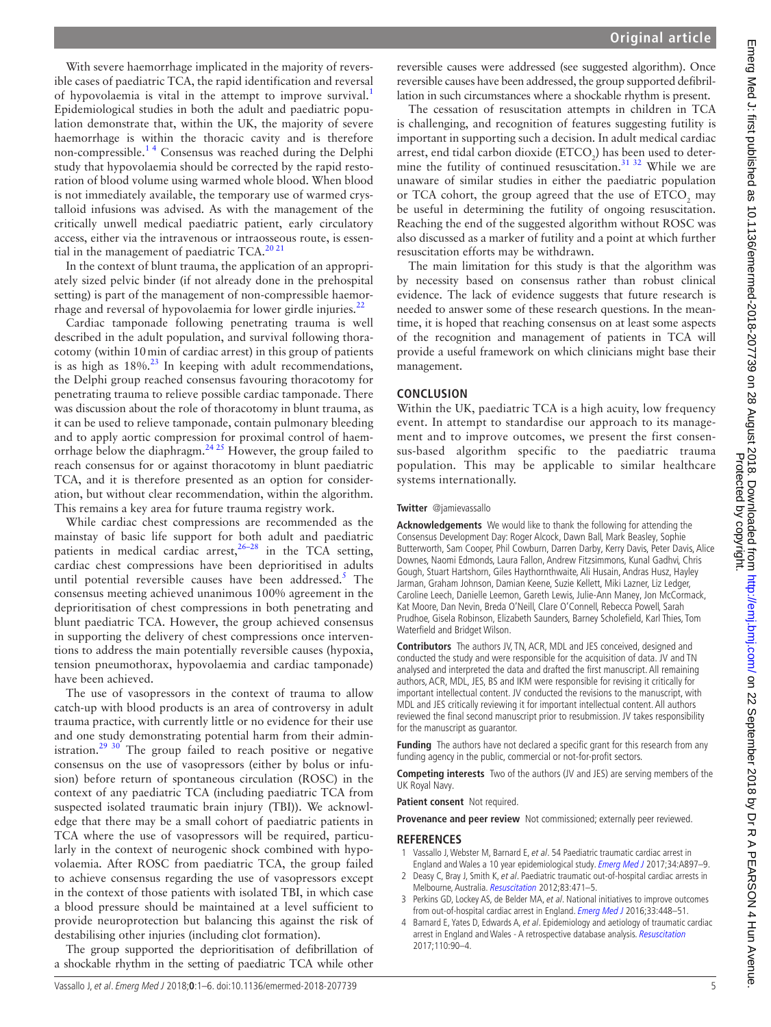With severe haemorrhage implicated in the majority of reversible cases of paediatric TCA, the rapid identification and reversal of hypovolaemia is vital in the attempt to improve survival.[1] Epidemiological studies in both the adult and paediatric population demonstrate that, within the UK, the majority of severe haemorrhage is within the thoracic cavity and is therefore non-compressible.[1 4] Consensus was reached during the Delphi study that hypovolaemia should be corrected by the rapid restoration of blood volume using warmed whole blood. When blood is not immediately available, the temporary use of warmed crystalloid infusions was advised. As with the management of the critically unwell medical paediatric patient, early circulatory access, either via the intravenous or intraosseous route, is essential in the management of paediatric TCA.[20 21]

In the context of blunt trauma, the application of an appropriately sized pelvic binder (if not already done in the prehospital setting) is part of the management of non-compressible haemorrhage and reversal of hypovolaemia for lower girdle injuries.[22]

Cardiac tamponade following penetrating trauma is well described in the adult population, and survival following thoracotomy (within 10 min of cardiac arrest) in this group of patients is as high as 18%.[23] In keeping with adult recommendations, the Delphi group reached consensus favouring thoracotomy for penetrating trauma to relieve possible cardiac tamponade. There was discussion about the role of thoracotomy in blunt trauma, as it can be used to relieve tamponade, contain pulmonary bleeding and to apply aortic compression for proximal control of haemorrhage below the diaphragm.[24 25] However, the group failed to reach consensus for or against thoracotomy in blunt paediatric TCA, and it is therefore presented as an option for consideration, but without clear recommendation, within the algorithm. This remains a key area for future trauma registry work.

While cardiac chest compressions are recommended as the mainstay of basic life support for both adult and paediatric patients in medical cardiac arrest,[26–28] in the TCA setting, cardiac chest compressions have been deprioritised in adults until potential reversible causes have been addressed.[5] The consensus meeting achieved unanimous 100% agreement in the deprioritisation of chest compressions in both penetrating and blunt paediatric TCA. However, the group achieved consensus in supporting the delivery of chest compressions once interventions to address the main potentially reversible causes (hypoxia, tension pneumothorax, hypovolaemia and cardiac tamponade) have been achieved.

The use of vasopressors in the context of trauma to allow catch-up with blood products is an area of controversy in adult trauma practice, with currently little or no evidence for their use and one study demonstrating potential harm from their administration.[29 30] The group failed to reach positive or negative consensus on the use of vasopressors (either by bolus or infusion) before return of spontaneous circulation (ROSC) in the context of any paediatric TCA (including paediatric TCA from suspected isolated traumatic brain injury (TBI)). We acknowledge that there may be a small cohort of paediatric patients in TCA where the use of vasopressors will be required, particularly in the context of neurogenic shock combined with hypovolaemia. After ROSC from paediatric TCA, the group failed to achieve consensus regarding the use of vasopressors except in the context of those patients with isolated TBI, in which case a blood pressure should be maintained at a level sufficient to provide neuroprotection but balancing this against the risk of destabilising other injuries (including clot formation).

The group supported the deprioritisation of defibrillation of a shockable rhythm in the setting of paediatric TCA while other reversible causes were addressed (see suggested algorithm). Once reversible causes have been addressed, the group supported defibrillation in such circumstances where a shockable rhythm is present.

The cessation of resuscitation attempts in children in TCA is challenging, and recognition of features suggesting futility is important in supporting such a decision. In adult medical cardiac arrest, end tidal carbon dioxide ($ETCO_2$) has been used to determine the futility of continued resuscitation.[31 32] While we are unaware of similar studies in either the paediatric population or TCA cohort, the group agreed that the use of $ETCO_2$ may be useful in determining the futility of ongoing resuscitation. Reaching the end of the suggested algorithm without ROSC was also discussed as a marker of futility and a point at which further resuscitation efforts may be withdrawn.

The main limitation for this study is that the algorithm was by necessity based on consensus rather than robust clinical evidence. The lack of evidence suggests that future research is needed to answer some of these research questions. In the meantime, it is hoped that reaching consensus on at least some aspects of the recognition and management of patients in TCA will provide a useful framework on which clinicians might base their management.

## CONCLUSION

Within the UK, paediatric TCA is a high acuity, low frequency event. In attempt to standardise our approach to its management and to improve outcomes, we present the first consensus-based algorithm specific to the paediatric trauma population. This may be applicable to similar healthcare systems internationally.

**Twitter** @jamievassallo

**Acknowledgements** We would like to thank the following for attending the Consensus Development Day: Roger Alcock, Dawn Ball, Mark Beasley, Sophie Butterworth, Sam Cooper, Phil Cowburn, Darren Darby, Kerry Davis, Peter Davis, Alice Downes, Naomi Edmonds, Laura Fallon, Andrew Fitzsimmons, Kunal Gadhvi, Chris Gough, Stuart Hartshorn, Giles Haythornthwaite, Ali Husain, Andras Husz, Hayley Jarman, Graham Johnson, Damian Keene, Suzie Kellett, Miki Lazner, Liz Ledger, Caroline Leech, Danielle Leemon, Gareth Lewis, Julie-Ann Maney, Jon McCormack, Kat Moore, Dan Nevin, Breda O'Neill, Clare O'Connell, Rebecca Powell, Sarah Prudhoe, Gisela Robinson, Elizabeth Saunders, Barney Scholefield, Karl Thies, Tom Waterfield and Bridget Wilson.

**Contributors** The authors JV, TN, ACR, MDL and JES conceived, designed and conducted the study and were responsible for the acquisition of data. JV and TN analysed and interpreted the data and drafted the first manuscript. All remaining authors, ACR, MDL, JES, BS and IKM were responsible for revising it critically for important intellectual content. JV conducted the revisions to the manuscript, with MDL and JES critically reviewing it for important intellectual content. All authors reviewed the final second manuscript prior to resubmission. JV takes responsibility for the manuscript as guarantor.

**Funding** The authors have not declared a specific grant for this research from any funding agency in the public, commercial or not-for-profit sectors.

**Competing interests** Two of the authors (JV and JES) are serving members of the UK Royal Navy.

**Patient consent** Not required.

**Provenance and peer review** Not commissioned; externally peer reviewed.

## REFERENCES

1. Vassallo J, Webster M, Barnard E, *et al*. 54 Paediatric traumatic cardiac arrest in England and Wales a 10 year epidemiological study. *Emerg Med J* 2017;34:A897–9.
2. Deasy C, Bray J, Smith K, *et al*. Paediatric traumatic out-of-hospital cardiac arrests in Melbourne, Australia. *Resuscitation* 2012;83:471–5.
3. Perkins GD, Lockey AS, de Belder MA, *et al*. National initiatives to improve outcomes from out-of-hospital cardiac arrest in England. *Emerg Med J* 2016;33:448–51.
4. Barnard E, Yates D, Edwards A, *et al*. Epidemiology and aetiology of traumatic cardiac arrest in England and Wales - A retrospective database analysis. *Resuscitation* 2017;110:90–4.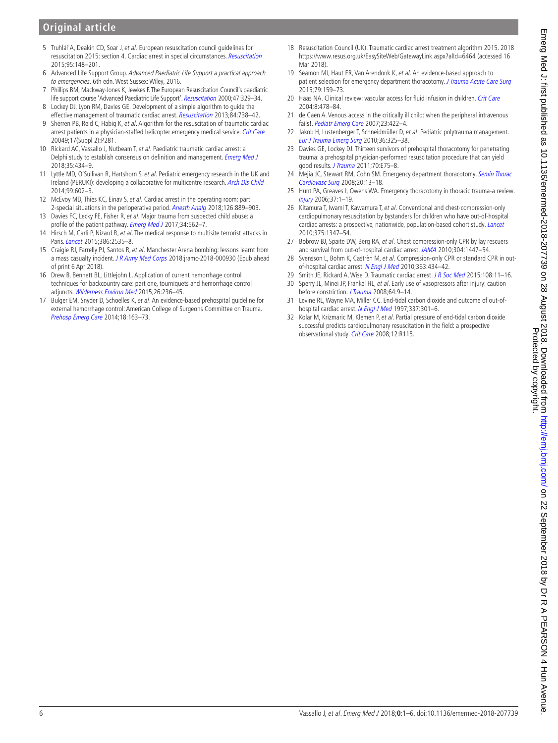5 Truhlář A, Deakin CD, Soar J, *et al*. European resuscitation council guidelines for resuscitation 2015: section 4. Cardiac arrest in special circumstances. *Resuscitation* 2015;95:148–201.

6 Advanced Life Support Group. *Advanced Paediatric Life Support a practical approach to emergencies*. 6th edn. West Sussex: Wiley, 2016.

7 Phillips BM, Mackway-Jones K, Jewkes F. The European Resuscitation Council's paediatric life support course 'Advanced Paediatric Life Support'. *Resuscitation* 2000;47:329–34.

8 Lockey DJ, Lyon RM, Davies GE. Development of a simple algorithm to guide the effective management of traumatic cardiac arrest. *Resuscitation* 2013;84:738–42.

9 Sherren PB, Reid C, Habig K, *et al*. Algorithm for the resuscitation of traumatic cardiac arrest patients in a physician-staffed helicopter emergency medical service. *Crit Care* 20049;17(Suppl 2):P281.

10 Rickard AC, Vassallo J, Nutbeam T, *et al*. Paediatric traumatic cardiac arrest: a Delphi study to establish consensus on definition and management. *Emerg Med J* 2018;35:434–9.

11 Lyttle MD, O'Sullivan R, Hartshorn S, *et al*. Pediatric emergency research in the UK and Ireland (PERUKI): developing a collaborative for multicentre research. *Arch Dis Child* 2014;99:602–3.

12 McEvoy MD, Thies KC, Einav S, *et al*. Cardiac arrest in the operating room: part 2-special situations in the perioperative period. *Anesth Analg* 2018;126:889–903.

13 Davies FC, Lecky FE, Fisher R, *et al*. Major trauma from suspected child abuse: a profile of the patient pathway. *Emerg Med J* 2017;34:562–7.

14 Hirsch M, Carli P, Nizard R, *et al*. The medical response to multisite terrorist attacks in Paris. *Lancet* 2015;386:2535–8.

15 Craigie RJ, Farrelly PJ, Santos R, *et al*. Manchester Arena bombing: lessons learnt from a mass casualty incident. *J R Army Med Corps* 2018:jramc-2018-000930 (Epub ahead of print 6 Apr 2018).

16 Drew B, Bennett BL, Littlejohn L. Application of current hemorrhage control techniques for backcountry care: part one, tourniquets and hemorrhage control adjuncts. *Wilderness Environ Med* 2015;26:236–45.

17 Bulger EM, Snyder D, Schoelles K, *et al*. An evidence-based prehospital guideline for external hemorrhage control: American College of Surgeons Committee on Trauma. *Prehosp Emerg Care* 2014;18:163–73.

18 Resuscitation Council (UK). Traumatic cardiac arrest treatment algorithm 2015. 2018 https://www.resus.org.uk/EasySiteWeb/GatewayLink.aspx?alId=6464 (accessed 16 Mar 2018).

19 Seamon MJ, Haut ER, Van Arendonk K, *et al*. An evidence-based approach to patient selection for emergency department thoracotomy. *J Trauma Acute Care Surg* 2015;79:159–73.

20 Haas NA. Clinical review: vascular access for fluid infusion in children. *Crit Care* 2004;8:478–84.

21 de Caen A. Venous access in the critically ill child: when the peripheral intravenous fails!. *Pediatr Emerg Care* 2007;23:422–4.

22 Jakob H, Lustenberger T, Schneidmüller D, *et al*. Pediatric polytrauma management. *Eur J Trauma Emerg Surg* 2010;36:325–38.

23 Davies GE, Lockey DJ. Thirteen survivors of prehospital thoracotomy for penetrating trauma: a prehospital physician-performed resuscitation procedure that can yield good results. *J Trauma* 2011;70:E75–8.

24 Mejia JC, Stewart RM, Cohn SM. Emergency department thoracotomy. *Semin Thorac Cardiovasc Surg* 2008;20:13–18.

25 Hunt PA, Greaves I, Owens WA. Emergency thoracotomy in thoracic trauma-a review. *Injury* 2006;37:1–19.

26 Kitamura T, Iwami T, Kawamura T, *et al*. Conventional and chest-compression-only cardiopulmonary resuscitation by bystanders for children who have out-of-hospital cardiac arrests: a prospective, nationwide, population-based cohort study. *Lancet* 2010;375:1347–54.

27 Bobrow BJ, Spaite DW, Berg RA, *et al*. Chest compression-only CPR by lay rescuers and survival from out-of-hospital cardiac arrest. *JAMA* 2010;304:1447–54.

28 Svensson L, Bohm K, Castrèn M, *et al*. Compression-only CPR or standard CPR in out-of-hospital cardiac arrest. *N Engl J Med* 2010;363:434–42.

29 Smith JE, Rickard A, Wise D. Traumatic cardiac arrest. *J R Soc Med* 2015;108:11–16.

30 Sperry JL, Minei JP, Frankel HL, *et al*. Early use of vasopressors after injury: caution before constriction. *J Trauma* 2008;64:9–14.

31 Levine RL, Wayne MA, Miller CC. End-tidal carbon dioxide and outcome of out-of-hospital cardiac arrest. *N Engl J Med* 1997;337:301–6.

32 Kolar M, Krizmaric M, Klemen P, *et al*. Partial pressure of end-tidal carbon dioxide successful predicts cardiopulmonary resuscitation in the field: a prospective observational study. *Crit Care* 2008;12:R115.